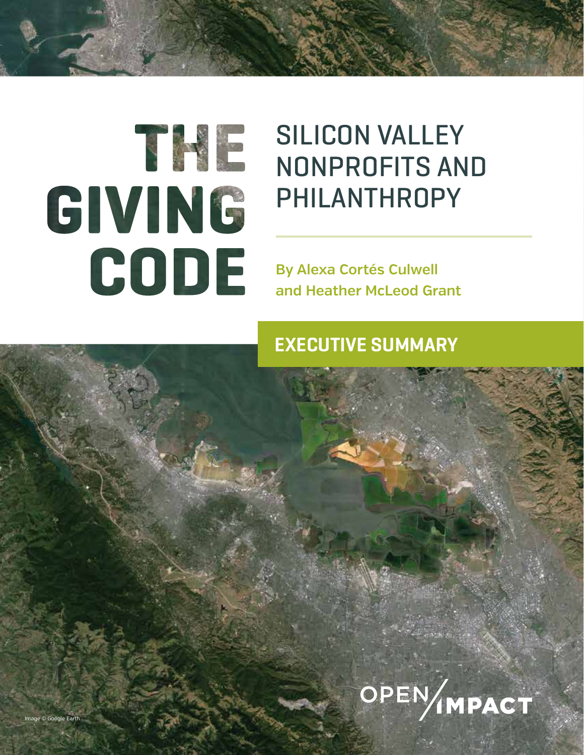# THE GIVING CODE

## SILICON VALLEY NONPROFITS AND PHILANTHROPY

**By Alexa Cortés Culwell and Heather McLeod Grant**

## EXECUTIVE SUMMARY

OPEN IMPACT

Image © Google Earth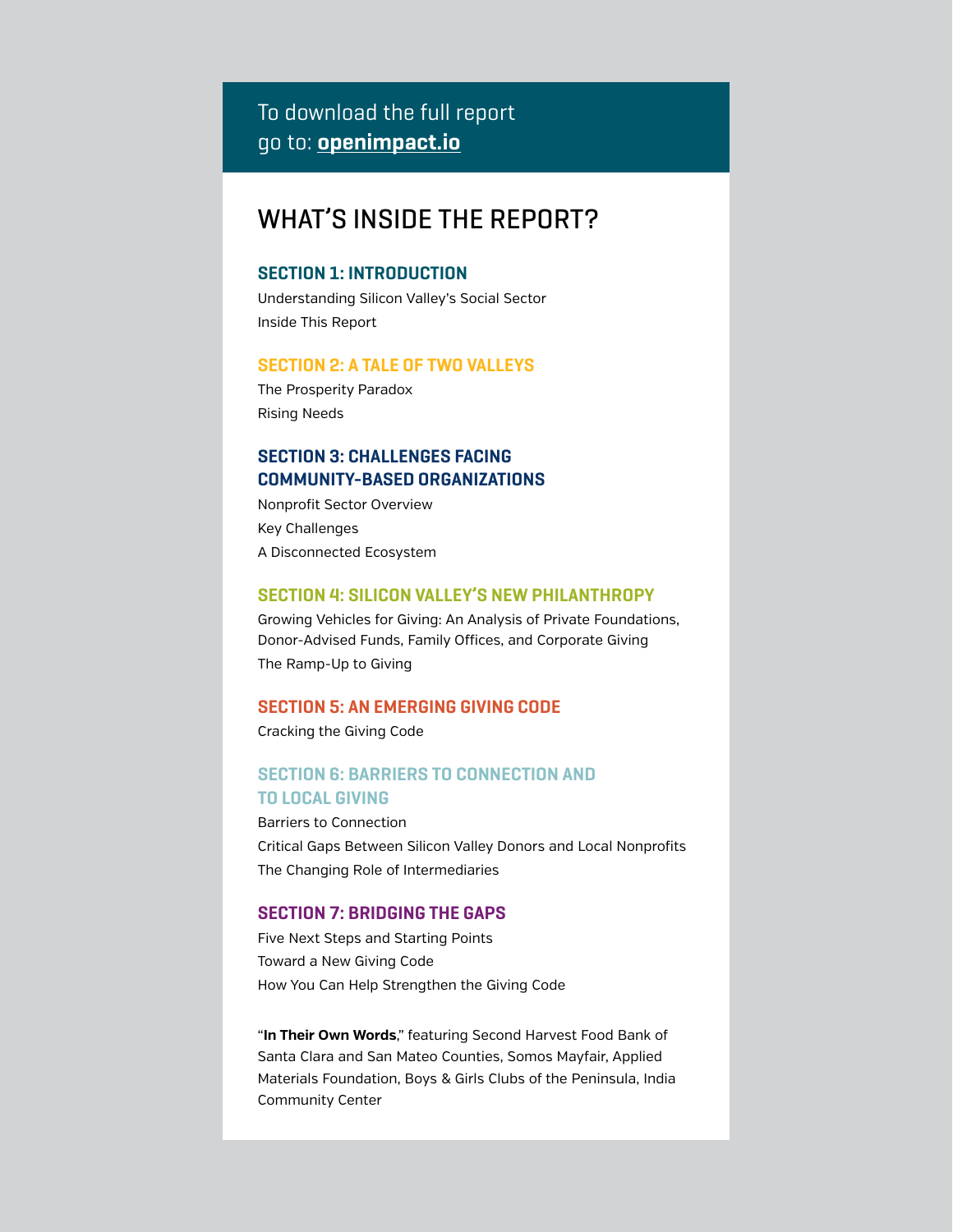To download the full report go to: **openimpact.io**

# WHAT'S INSIDE THE REPORT?

### SECTION 1: INTRODUCTION

Understanding Silicon Valley's Social Sector

Inside This Report

### SECTION 2: A TALE OF TWO VALLEYS

The Prosperity Paradox

Rising Needs

### SECTION 3: CHALLENGES FACING COMMUNITY-BASED ORGANIZATIONS

Nonprofit Sector Overview

Key Challenges

A Disconnected Ecosystem

### SECTION 4: SILICON VALLEY'S NEW PHILANTHROPY

Growing Vehicles for Giving: An Analysis of Private Foundations, Donor-Advised Funds, Family Offices, and Corporate Giving

The Ramp-Up to Giving

### SECTION 5: AN EMERGING GIVING CODE

Cracking the Giving Code

### SECTION 6: BARRIERS TO CONNECTION AND TO LOCAL GIVING

Barriers to Connection

Critical Gaps Between Silicon Valley Donors and Local Nonprofits

The Changing Role of Intermediaries

### SECTION 7: BRIDGING THE GAPS

Five Next Steps and Starting Points

Toward a New Giving Code

How You Can Help Strengthen the Giving Code

"**In Their Own Words**," featuring Second Harvest Food Bank of Santa Clara and San Mateo Counties, Somos Mayfair, Applied Materials Foundation, Boys & Girls Clubs of the Peninsula, India Community Center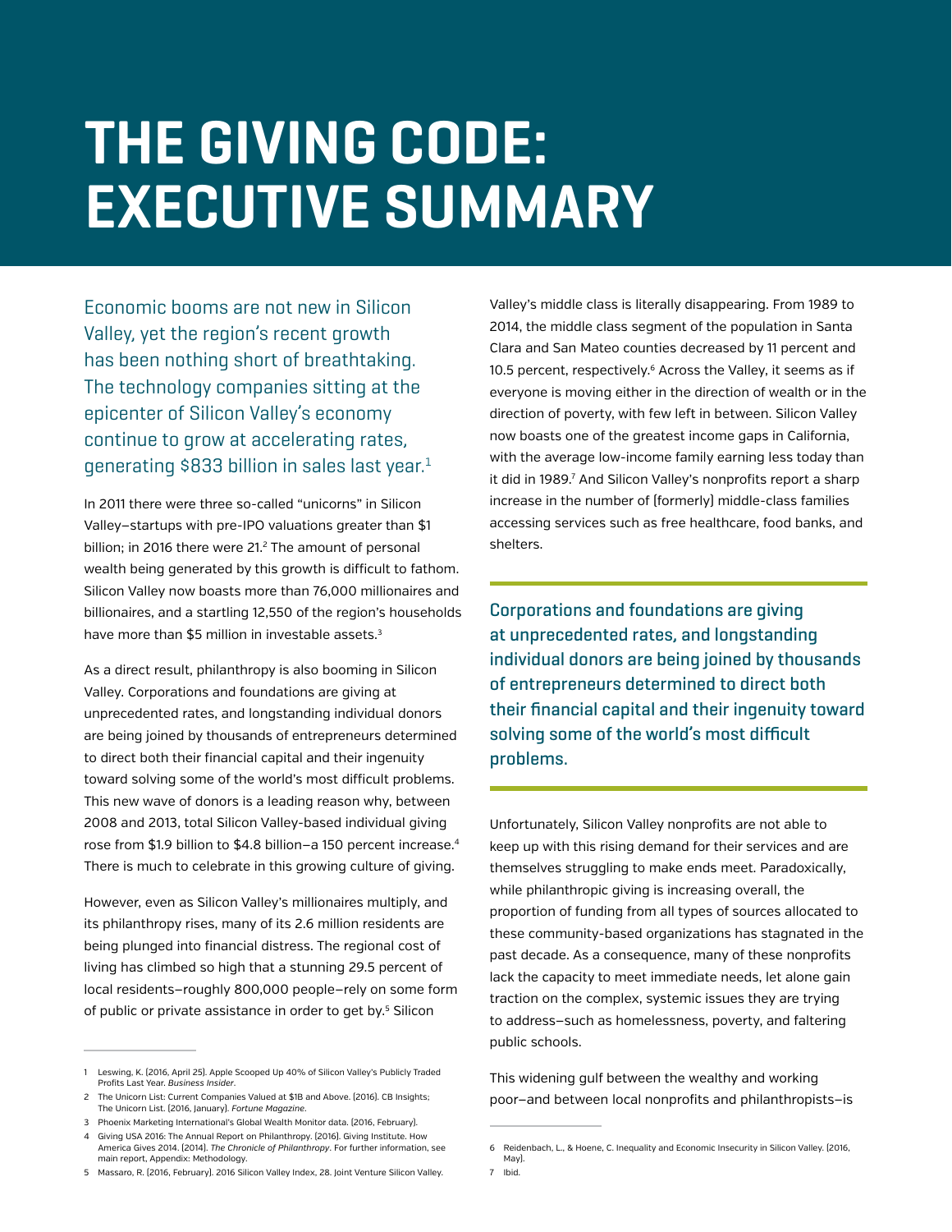# THE GIVING CODE: EXECUTIVE SUMMARY

Economic booms are not new in Silicon Valley, yet the region's recent growth has been nothing short of breathtaking. The technology companies sitting at the epicenter of Silicon Valley's economy continue to grow at accelerating rates, generating $833 billion in sales last year.[1]

In 2011 there were three so-called "unicorns" in Silicon Valley—startups with pre-IPO valuations greater than $1 billion; in 2016 there were 21.[2] The amount of personal wealth being generated by this growth is difficult to fathom. Silicon Valley now boasts more than 76,000 millionaires and billionaires, and a startling 12,550 of the region's households have more than $5 million in investable assets.[3]

As a direct result, philanthropy is also booming in Silicon Valley. Corporations and foundations are giving at unprecedented rates, and longstanding individual donors are being joined by thousands of entrepreneurs determined to direct both their financial capital and their ingenuity toward solving some of the world's most difficult problems. This new wave of donors is a leading reason why, between 2008 and 2013, total Silicon Valley-based individual giving rose from $1.9 billion to $4.8 billion—a 150 percent increase.[4] There is much to celebrate in this growing culture of giving.

However, even as Silicon Valley's millionaires multiply, and its philanthropy rises, many of its 2.6 million residents are being plunged into financial distress. The regional cost of living has climbed so high that a stunning 29.5 percent of local residents—roughly 800,000 people—rely on some form of public or private assistance in order to get by.[5] Silicon Valley's middle class is literally disappearing. From 1989 to 2014, the middle class segment of the population in Santa Clara and San Mateo counties decreased by 11 percent and 10.5 percent, respectively.[6] Across the Valley, it seems as if everyone is moving either in the direction of wealth or in the direction of poverty, with few left in between. Silicon Valley now boasts one of the greatest income gaps in California, with the average low-income family earning less today than it did in 1989.[7] And Silicon Valley's nonprofits report a sharp increase in the number of (formerly) middle-class families accessing services such as free healthcare, food banks, and shelters.

> **Corporations and foundations are giving at unprecedented rates, and longstanding individual donors are being joined by thousands of entrepreneurs determined to direct both their financial capital and their ingenuity toward solving some of the world's most difficult problems.**

Unfortunately, Silicon Valley nonprofits are not able to keep up with this rising demand for their services and are themselves struggling to make ends meet. Paradoxically, while philanthropic giving is increasing overall, the proportion of funding from all types of sources allocated to these community-based organizations has stagnated in the past decade. As a consequence, many of these nonprofits lack the capacity to meet immediate needs, let alone gain traction on the complex, systemic issues they are trying to address—such as homelessness, poverty, and faltering public schools.

This widening gulf between the wealthy and working poor—and between local nonprofits and philanthropists—is

---

1 Leswing, K. (2016, April 25). Apple Scooped Up 40% of Silicon Valley's Publicly Traded Profits Last Year. *Business Insider*.

2 The Unicorn List: Current Companies Valued at $1B and Above. (2016). CB Insights; The Unicorn List. (2016, January). *Fortune Magazine*.

3 Phoenix Marketing International's Global Wealth Monitor data. (2016, February).

4 Giving USA 2016: The Annual Report on Philanthropy. (2016). Giving Institute. How America Gives 2014. (2014). *The Chronicle of Philanthropy*. For further information, see main report, Appendix: Methodology.

5 Massaro, R. (2016, February). 2016 Silicon Valley Index, 28. Joint Venture Silicon Valley.

6 Reidenbach, L., & Hoene, C. Inequality and Economic Insecurity in Silicon Valley. (2016, May).

7 Ibid.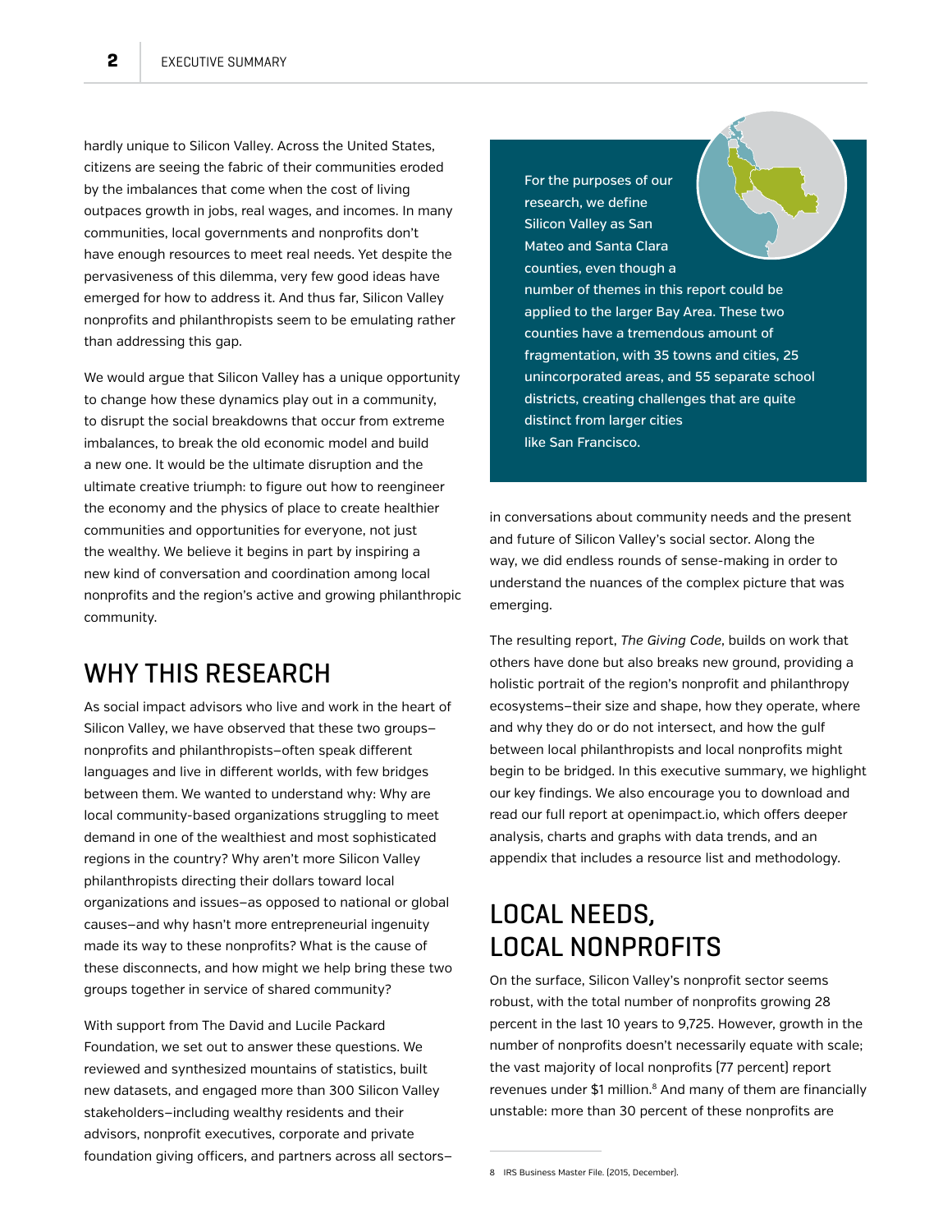hardly unique to Silicon Valley. Across the United States, citizens are seeing the fabric of their communities eroded by the imbalances that come when the cost of living outpaces growth in jobs, real wages, and incomes. In many communities, local governments and nonprofits don't have enough resources to meet real needs. Yet despite the pervasiveness of this dilemma, very few good ideas have emerged for how to address it. And thus far, Silicon Valley nonprofits and philanthropists seem to be emulating rather than addressing this gap.

We would argue that Silicon Valley has a unique opportunity to change how these dynamics play out in a community, to disrupt the social breakdowns that occur from extreme imbalances, to break the old economic model and build a new one. It would be the ultimate disruption and the ultimate creative triumph: to figure out how to reengineer the economy and the physics of place to create healthier communities and opportunities for everyone, not just the wealthy. We believe it begins in part by inspiring a new kind of conversation and coordination among local nonprofits and the region's active and growing philanthropic community.

## WHY THIS RESEARCH

As social impact advisors who live and work in the heart of Silicon Valley, we have observed that these two groups—nonprofits and philanthropists—often speak different languages and live in different worlds, with few bridges between them. We wanted to understand why: Why are local community-based organizations struggling to meet demand in one of the wealthiest and most sophisticated regions in the country? Why aren't more Silicon Valley philanthropists directing their dollars toward local organizations and issues—as opposed to national or global causes—and why hasn't more entrepreneurial ingenuity made its way to these nonprofits? What is the cause of these disconnects, and how might we help bring these two groups together in service of shared community?

With support from The David and Lucile Packard Foundation, we set out to answer these questions. We reviewed and synthesized mountains of statistics, built new datasets, and engaged more than 300 Silicon Valley stakeholders—including wealthy residents and their advisors, nonprofit executives, corporate and private foundation giving officers, and partners across all sectors—in conversations about community needs and the present and future of Silicon Valley's social sector. Along the way, we did endless rounds of sense-making in order to understand the nuances of the complex picture that was emerging.

> For the purposes of our research, we define Silicon Valley as San Mateo and Santa Clara counties, even though a number of themes in this report could be applied to the larger Bay Area. These two counties have a tremendous amount of fragmentation, with 35 towns and cities, 25 unincorporated areas, and 55 separate school districts, creating challenges that are quite distinct from larger cities like San Francisco.

The resulting report, *The Giving Code*, builds on work that others have done but also breaks new ground, providing a holistic portrait of the region's nonprofit and philanthropy ecosystems—their size and shape, how they operate, where and why they do or do not intersect, and how the gulf between local philanthropists and local nonprofits might begin to be bridged. In this executive summary, we highlight our key findings. We also encourage you to download and read our full report at openimpact.io, which offers deeper analysis, charts and graphs with data trends, and an appendix that includes a resource list and methodology.

## LOCAL NEEDS, LOCAL NONPROFITS

On the surface, Silicon Valley's nonprofit sector seems robust, with the total number of nonprofits growing 28 percent in the last 10 years to 9,725. However, growth in the number of nonprofits doesn't necessarily equate with scale; the vast majority of local nonprofits (77 percent) report revenues under $1 million.[8] And many of them are financially unstable: more than 30 percent of these nonprofits are

8 IRS Business Master File. (2015, December).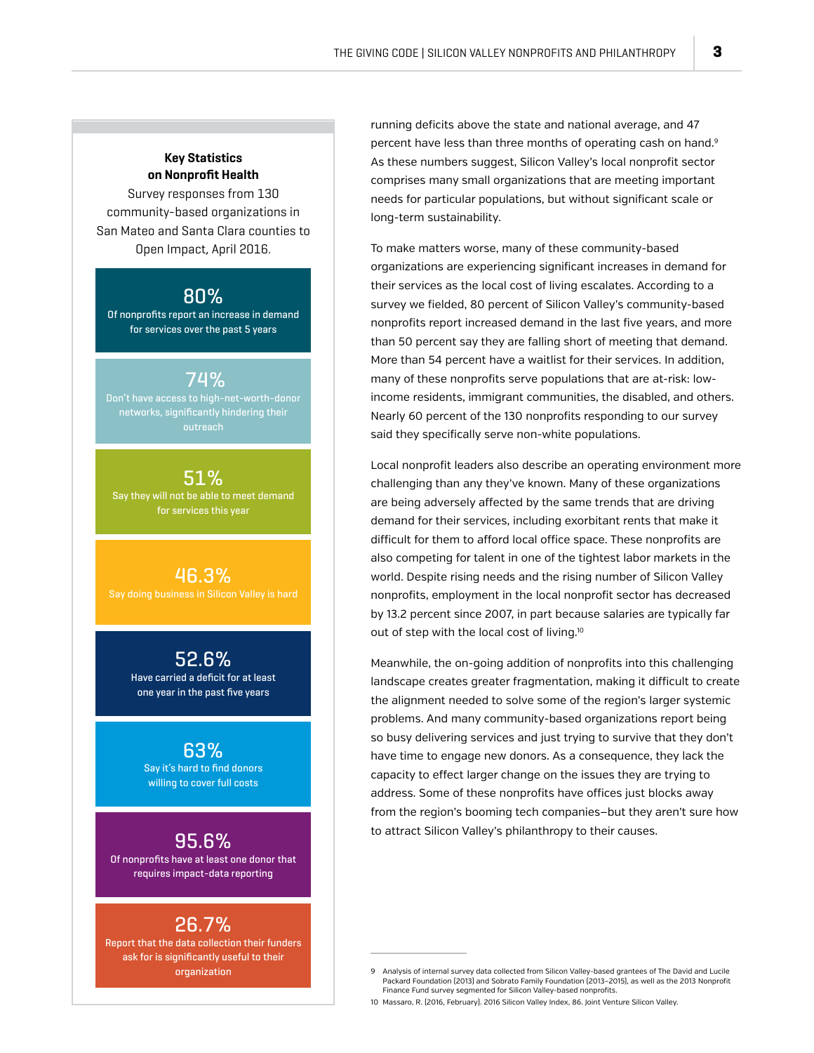**Key Statistics on Nonprofit Health**

Survey responses from 130 community-based organizations in San Mateo and Santa Clara counties to Open Impact, April 2016.

**80%**
Of nonprofits report an increase in demand for services over the past 5 years

**74%**
Don't have access to high-net-worth-donor networks, significantly hindering their outreach

**51%**
Say they will not be able to meet demand for services this year

**46.3%**
Say doing business in Silicon Valley is hard

**52.6%**
Have carried a deficit for at least one year in the past five years

**63%**
Say it's hard to find donors willing to cover full costs

**95.6%**
Of nonprofits have at least one donor that requires impact-data reporting

**26.7%**
Report that the data collection their funders ask for is significantly useful to their organization

running deficits above the state and national average, and 47 percent have less than three months of operating cash on hand.[9] As these numbers suggest, Silicon Valley's local nonprofit sector comprises many small organizations that are meeting important needs for particular populations, but without significant scale or long-term sustainability.

To make matters worse, many of these community-based organizations are experiencing significant increases in demand for their services as the local cost of living escalates. According to a survey we fielded, 80 percent of Silicon Valley's community-based nonprofits report increased demand in the last five years, and more than 50 percent say they are falling short of meeting that demand. More than 54 percent have a waitlist for their services. In addition, many of these nonprofits serve populations that are at-risk: low-income residents, immigrant communities, the disabled, and others. Nearly 60 percent of the 130 nonprofits responding to our survey said they specifically serve non-white populations.

Local nonprofit leaders also describe an operating environment more challenging than any they've known. Many of these organizations are being adversely affected by the same trends that are driving demand for their services, including exorbitant rents that make it difficult for them to afford local office space. These nonprofits are also competing for talent in one of the tightest labor markets in the world. Despite rising needs and the rising number of Silicon Valley nonprofits, employment in the local nonprofit sector has decreased by 13.2 percent since 2007, in part because salaries are typically far out of step with the local cost of living.[10]

Meanwhile, the on-going addition of nonprofits into this challenging landscape creates greater fragmentation, making it difficult to create the alignment needed to solve some of the region's larger systemic problems. And many community-based organizations report being so busy delivering services and just trying to survive that they don't have time to engage new donors. As a consequence, they lack the capacity to effect larger change on the issues they are trying to address. Some of these nonprofits have offices just blocks away from the region's booming tech companies—but they aren't sure how to attract Silicon Valley's philanthropy to their causes.

---

9 Analysis of internal survey data collected from Silicon Valley-based grantees of The David and Lucile Packard Foundation (2013) and Sobrato Family Foundation (2013–2015), as well as the 2013 Nonprofit Finance Fund survey segmented for Silicon Valley-based nonprofits.

10 Massaro, R. (2016, February). 2016 Silicon Valley Index, 86. Joint Venture Silicon Valley.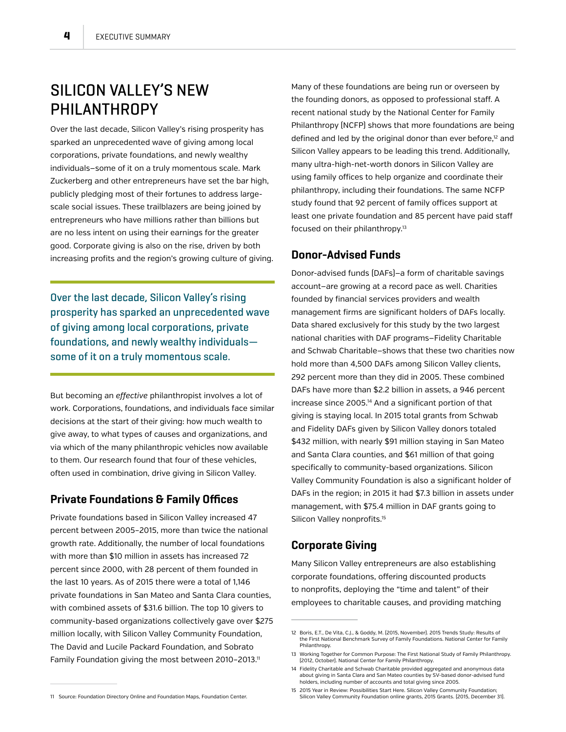# SILICON VALLEY'S NEW PHILANTHROPY

Over the last decade, Silicon Valley's rising prosperity has sparked an unprecedented wave of giving among local corporations, private foundations, and newly wealthy individuals–some of it on a truly momentous scale. Mark Zuckerberg and other entrepreneurs have set the bar high, publicly pledging most of their fortunes to address large-scale social issues. These trailblazers are being joined by entrepreneurs who have millions rather than billions but are no less intent on using their earnings for the greater good. Corporate giving is also on the rise, driven by both increasing profits and the region's growing culture of giving.

> Over the last decade, Silicon Valley's rising prosperity has sparked an unprecedented wave of giving among local corporations, private foundations, and newly wealthy individuals—some of it on a truly momentous scale.

But becoming an *effective* philanthropist involves a lot of work. Corporations, foundations, and individuals face similar decisions at the start of their giving: how much wealth to give away, to what types of causes and organizations, and via which of the many philanthropic vehicles now available to them. Our research found that four of these vehicles, often used in combination, drive giving in Silicon Valley.

## Private Foundations & Family Offices

Private foundations based in Silicon Valley increased 47 percent between 2005–2015, more than twice the national growth rate. Additionally, the number of local foundations with more than $10 million in assets has increased 72 percent since 2000, with 28 percent of them founded in the last 10 years. As of 2015 there were a total of 1,146 private foundations in San Mateo and Santa Clara counties, with combined assets of $31.6 billion. The top 10 givers to community-based organizations collectively gave over $275 million locally, with Silicon Valley Community Foundation, The David and Lucile Packard Foundation, and Sobrato Family Foundation giving the most between 2010–2013.[11]

Many of these foundations are being run or overseen by the founding donors, as opposed to professional staff. A recent national study by the National Center for Family Philanthropy (NCFP) shows that more foundations are being defined and led by the original donor than ever before,[12] and Silicon Valley appears to be leading this trend. Additionally, many ultra-high-net-worth donors in Silicon Valley are using family offices to help organize and coordinate their philanthropy, including their foundations. The same NCFP study found that 92 percent of family offices support at least one private foundation and 85 percent have paid staff focused on their philanthropy.[13]

## Donor-Advised Funds

Donor-advised funds (DAFs)–a form of charitable savings account–are growing at a record pace as well. Charities founded by financial services providers and wealth management firms are significant holders of DAFs locally. Data shared exclusively for this study by the two largest national charities with DAF programs–Fidelity Charitable and Schwab Charitable–shows that these two charities now hold more than 4,500 DAFs among Silicon Valley clients, 292 percent more than they did in 2005. These combined DAFs have more than $2.2 billion in assets, a 946 percent increase since 2005.[14] And a significant portion of that giving is staying local. In 2015 total grants from Schwab and Fidelity DAFs given by Silicon Valley donors totaled $432 million, with nearly $91 million staying in San Mateo and Santa Clara counties, and $61 million of that going specifically to community-based organizations. Silicon Valley Community Foundation is also a significant holder of DAFs in the region; in 2015 it had $7.3 billion in assets under management, with $75.4 million in DAF grants going to Silicon Valley nonprofits.[15]

## Corporate Giving

Many Silicon Valley entrepreneurs are also establishing corporate foundations, offering discounted products to nonprofits, deploying the "time and talent" of their employees to charitable causes, and providing matching

---

11 Source: Foundation Directory Online and Foundation Maps, Foundation Center.

12 Boris, E.T., De Vita, C.J., & Goddy, M. (2015, November). 2015 Trends Study: Results of the First National Benchmark Survey of Family Foundations. National Center for Family Philanthropy.

13 Working Together for Common Purpose: The First National Study of Family Philanthropy. (2012, October). National Center for Family Philanthropy.

14 Fidelity Charitable and Schwab Charitable provided aggregated and anonymous data about giving in Santa Clara and San Mateo counties by SV-based donor-advised fund holders, including number of accounts and total giving since 2005.

15 2015 Year in Review: Possibilities Start Here. Silicon Valley Community Foundation; Silicon Valley Community Foundation online grants, 2015 Grants. (2015, December 31).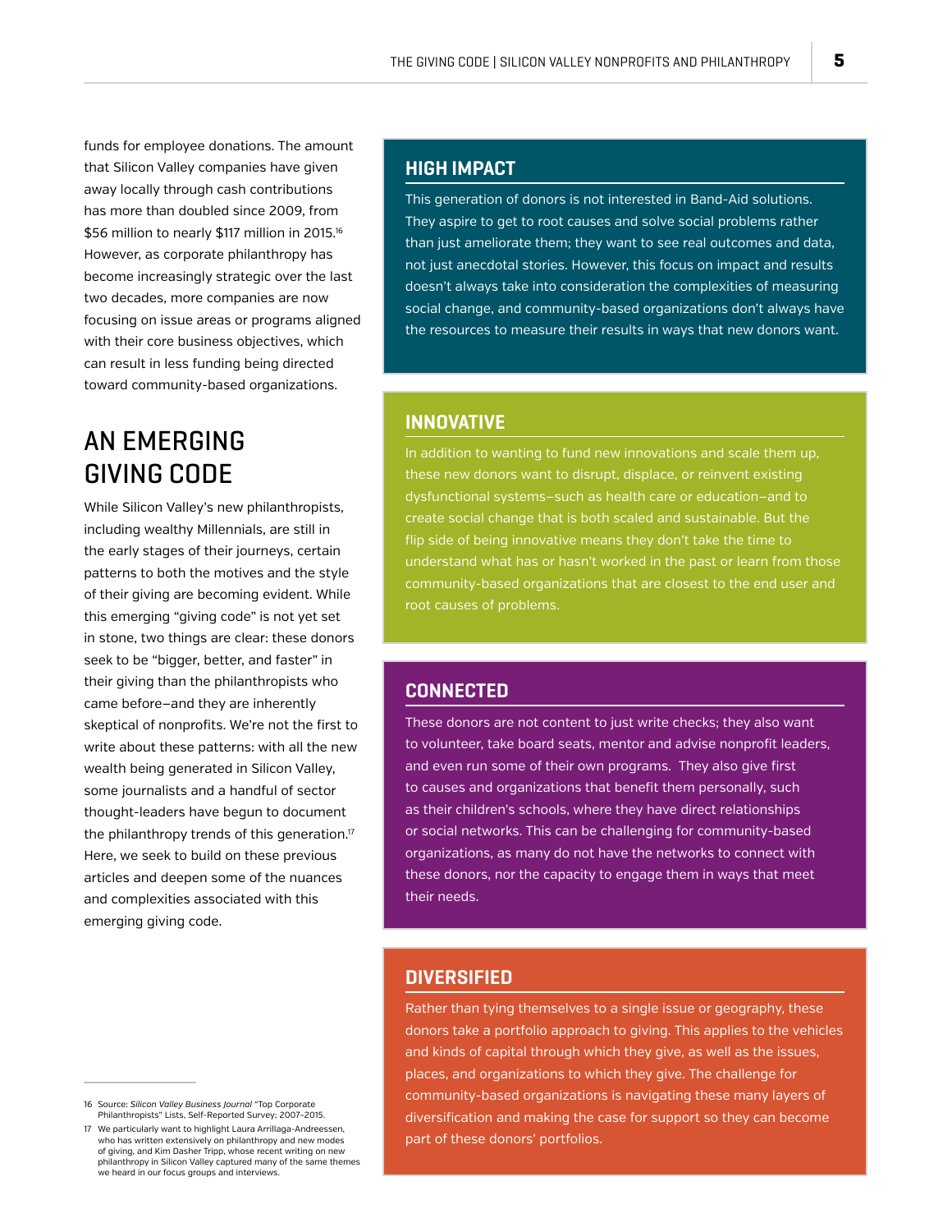funds for employee donations. The amount that Silicon Valley companies have given away locally through cash contributions has more than doubled since 2009, from $56 million to nearly $117 million in 2015.[16] However, as corporate philanthropy has become increasingly strategic over the last two decades, more companies are now focusing on issue areas or programs aligned with their core business objectives, which can result in less funding being directed toward community-based organizations.

## AN EMERGING GIVING CODE

While Silicon Valley's new philanthropists, including wealthy Millennials, are still in the early stages of their journeys, certain patterns to both the motives and the style of their giving are becoming evident. While this emerging "giving code" is not yet set in stone, two things are clear: these donors seek to be "bigger, better, and faster" in their giving than the philanthropists who came before—and they are inherently skeptical of nonprofits. We're not the first to write about these patterns: with all the new wealth being generated in Silicon Valley, some journalists and a handful of sector thought-leaders have begun to document the philanthropy trends of this generation.[17] Here, we seek to build on these previous articles and deepen some of the nuances and complexities associated with this emerging giving code.

### HIGH IMPACT

This generation of donors is not interested in Band-Aid solutions. They aspire to get to root causes and solve social problems rather than just ameliorate them; they want to see real outcomes and data, not just anecdotal stories. However, this focus on impact and results doesn't always take into consideration the complexities of measuring social change, and community-based organizations don't always have the resources to measure their results in ways that new donors want.

### INNOVATIVE

In addition to wanting to fund new innovations and scale them up, these new donors want to disrupt, displace, or reinvent existing dysfunctional systems—such as health care or education—and to create social change that is both scaled and sustainable. But the flip side of being innovative means they don't take the time to understand what has or hasn't worked in the past or learn from those community-based organizations that are closest to the end user and root causes of problems.

### CONNECTED

These donors are not content to just write checks; they also want to volunteer, take board seats, mentor and advise nonprofit leaders, and even run some of their own programs. They also give first to causes and organizations that benefit them personally, such as their children's schools, where they have direct relationships or social networks. This can be challenging for community-based organizations, as many do not have the networks to connect with these donors, nor the capacity to engage them in ways that meet their needs.

### DIVERSIFIED

Rather than tying themselves to a single issue or geography, these donors take a portfolio approach to giving. This applies to the vehicles and kinds of capital through which they give, as well as the issues, places, and organizations to which they give. The challenge for community-based organizations is navigating these many layers of diversification and making the case for support so they can become part of these donors' portfolios.

---

16 Source: *Silicon Valley Business Journal* "Top Corporate Philanthropists" Lists, Self-Reported Survey; 2007–2015.

17 We particularly want to highlight Laura Arrillaga-Andreessen, who has written extensively on philanthropy and new modes of giving, and Kim Dasher Tripp, whose recent writing on new philanthropy in Silicon Valley captured many of the same themes we heard in our focus groups and interviews.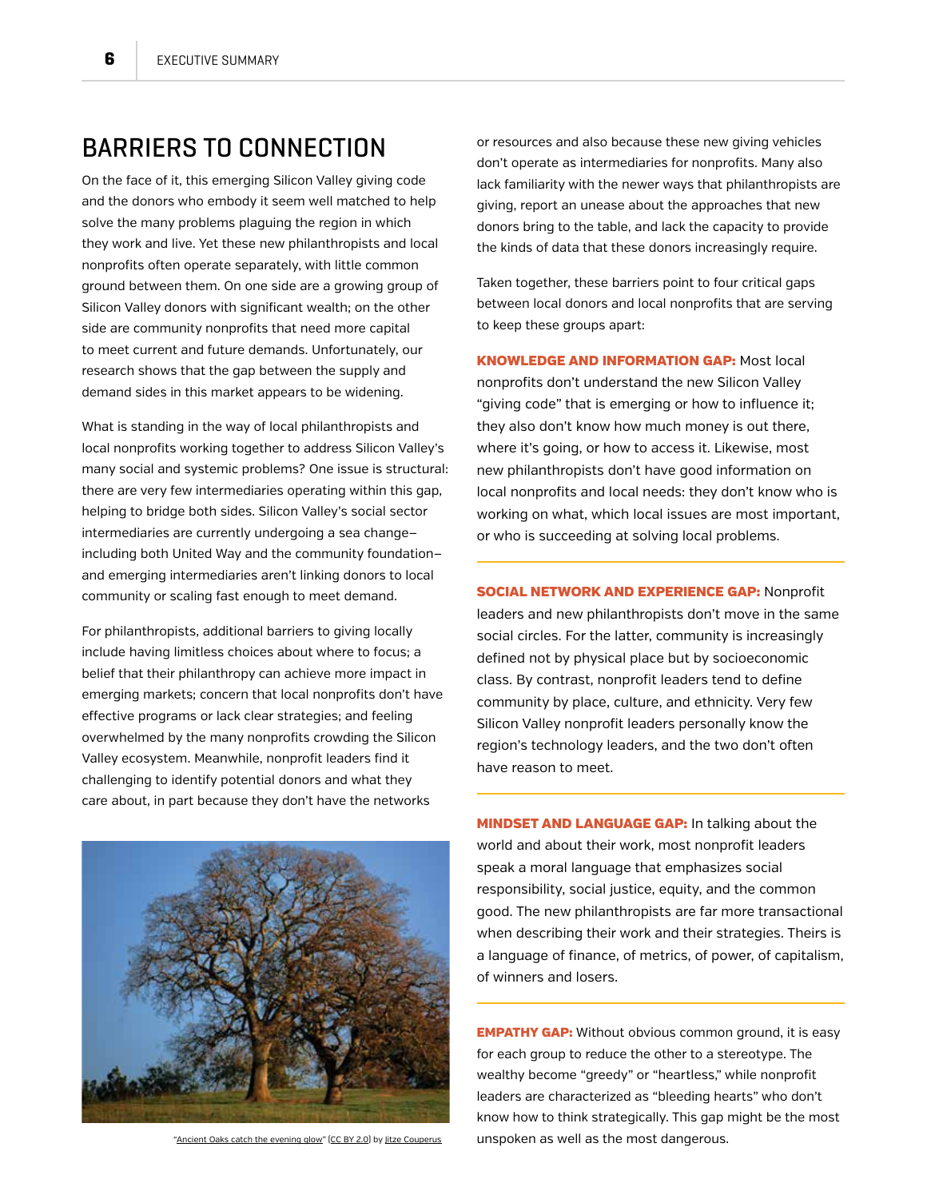## BARRIERS TO CONNECTION

On the face of it, this emerging Silicon Valley giving code and the donors who embody it seem well matched to help solve the many problems plaguing the region in which they work and live. Yet these new philanthropists and local nonprofits often operate separately, with little common ground between them. On one side are a growing group of Silicon Valley donors with significant wealth; on the other side are community nonprofits that need more capital to meet current and future demands. Unfortunately, our research shows that the gap between the supply and demand sides in this market appears to be widening.

What is standing in the way of local philanthropists and local nonprofits working together to address Silicon Valley's many social and systemic problems? One issue is structural: there are very few intermediaries operating within this gap, helping to bridge both sides. Silicon Valley's social sector intermediaries are currently undergoing a sea change–including both United Way and the community foundation–and emerging intermediaries aren't linking donors to local community or scaling fast enough to meet demand.

For philanthropists, additional barriers to giving locally include having limitless choices about where to focus; a belief that their philanthropy can achieve more impact in emerging markets; concern that local nonprofits don't have effective programs or lack clear strategies; and feeling overwhelmed by the many nonprofits crowding the Silicon Valley ecosystem. Meanwhile, nonprofit leaders find it challenging to identify potential donors and what they care about, in part because they don't have the networks or resources and also because these new giving vehicles don't operate as intermediaries for nonprofits. Many also lack familiarity with the newer ways that philanthropists are giving, report an unease about the approaches that new donors bring to the table, and lack the capacity to provide the kinds of data that these donors increasingly require.

"Ancient Oaks catch the evening glow" (CC BY 2.0) by Jitze Couperus

Taken together, these barriers point to four critical gaps between local donors and local nonprofits that are serving to keep these groups apart:

**KNOWLEDGE AND INFORMATION GAP:** Most local nonprofits don't understand the new Silicon Valley "giving code" that is emerging or how to influence it; they also don't know how much money is out there, where it's going, or how to access it. Likewise, most new philanthropists don't have good information on local nonprofits and local needs: they don't know who is working on what, which local issues are most important, or who is succeeding at solving local problems.

**SOCIAL NETWORK AND EXPERIENCE GAP:** Nonprofit leaders and new philanthropists don't move in the same social circles. For the latter, community is increasingly defined not by physical place but by socioeconomic class. By contrast, nonprofit leaders tend to define community by place, culture, and ethnicity. Very few Silicon Valley nonprofit leaders personally know the region's technology leaders, and the two don't often have reason to meet.

**MINDSET AND LANGUAGE GAP:** In talking about the world and about their work, most nonprofit leaders speak a moral language that emphasizes social responsibility, social justice, equity, and the common good. The new philanthropists are far more transactional when describing their work and their strategies. Theirs is a language of finance, of metrics, of power, of capitalism, of winners and losers.

**EMPATHY GAP:** Without obvious common ground, it is easy for each group to reduce the other to a stereotype. The wealthy become "greedy" or "heartless," while nonprofit leaders are characterized as "bleeding hearts" who don't know how to think strategically. This gap might be the most unspoken as well as the most dangerous.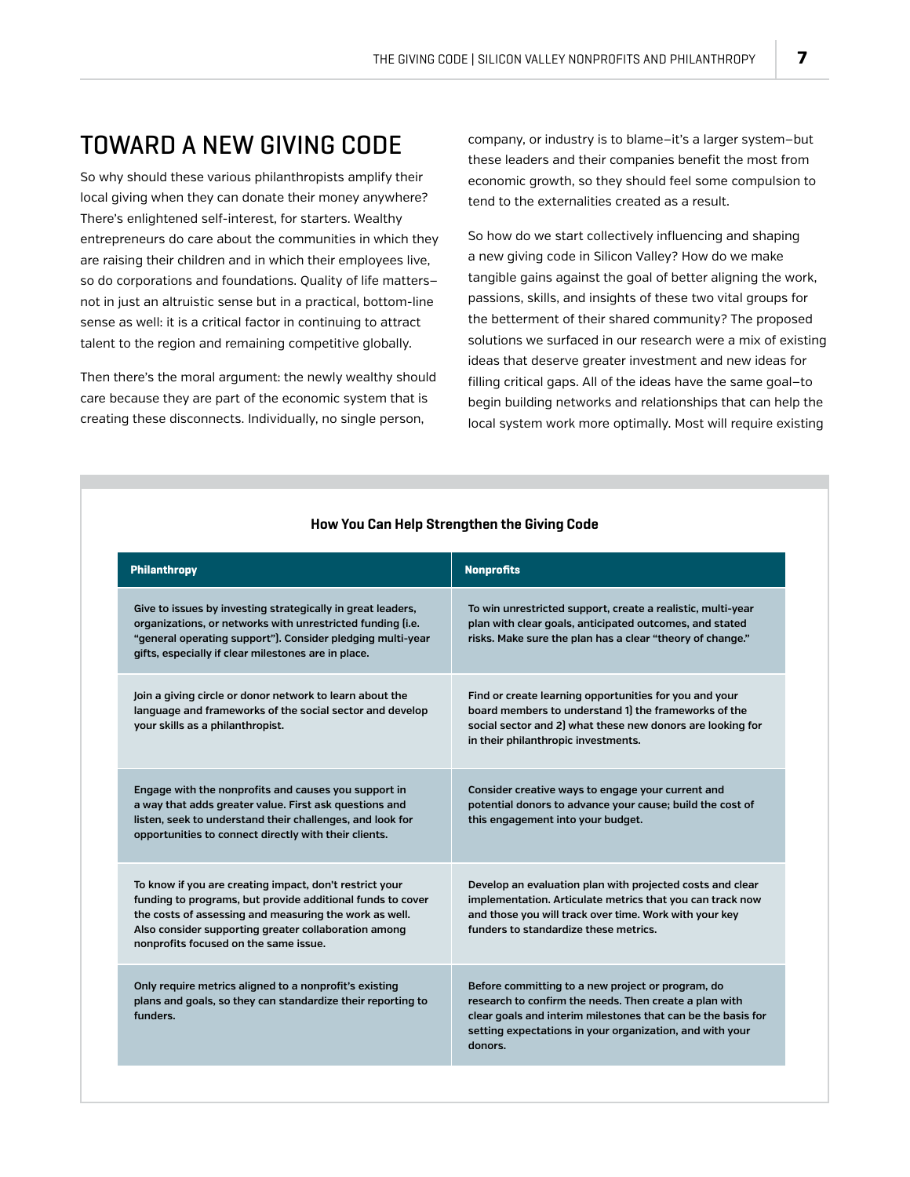## TOWARD A NEW GIVING CODE

So why should these various philanthropists amplify their local giving when they can donate their money anywhere? There's enlightened self-interest, for starters. Wealthy entrepreneurs do care about the communities in which they are raising their children and in which their employees live, so do corporations and foundations. Quality of life matters–not in just an altruistic sense but in a practical, bottom-line sense as well: it is a critical factor in continuing to attract talent to the region and remaining competitive globally.

Then there's the moral argument: the newly wealthy should care because they are part of the economic system that is creating these disconnects. Individually, no single person, company, or industry is to blame–it's a larger system–but these leaders and their companies benefit the most from economic growth, so they should feel some compulsion to tend to the externalities created as a result.

So how do we start collectively influencing and shaping a new giving code in Silicon Valley? How do we make tangible gains against the goal of better aligning the work, passions, skills, and insights of these two vital groups for the betterment of their shared community? The proposed solutions we surfaced in our research were a mix of existing ideas that deserve greater investment and new ideas for filling critical gaps. All of the ideas have the same goal–to begin building networks and relationships that can help the local system work more optimally. Most will require existing

**How You Can Help Strengthen the Giving Code**

| Philanthropy | Nonprofits |
| --- | --- |
| Give to issues by investing strategically in great leaders, organizations, or networks with unrestricted funding (i.e. "general operating support"). Consider pledging multi-year gifts, especially if clear milestones are in place. | To win unrestricted support, create a realistic, multi-year plan with clear goals, anticipated outcomes, and stated risks. Make sure the plan has a clear "theory of change." |
| Join a giving circle or donor network to learn about the language and frameworks of the social sector and develop your skills as a philanthropist. | Find or create learning opportunities for you and your board members to understand 1) the frameworks of the social sector and 2) what these new donors are looking for in their philanthropic investments. |
| Engage with the nonprofits and causes you support in a way that adds greater value. First ask questions and listen, seek to understand their challenges, and look for opportunities to connect directly with their clients. | Consider creative ways to engage your current and potential donors to advance your cause; build the cost of this engagement into your budget. |
| To know if you are creating impact, don't restrict your funding to programs, but provide additional funds to cover the costs of assessing and measuring the work as well. Also consider supporting greater collaboration among nonprofits focused on the same issue. | Develop an evaluation plan with projected costs and clear implementation. Articulate metrics that you can track now and those you will track over time. Work with your key funders to standardize these metrics. |
| Only require metrics aligned to a nonprofit's existing plans and goals, so they can standardize their reporting to funders. | Before committing to a new project or program, do research to confirm the needs. Then create a plan with clear goals and interim milestones that can be the basis for setting expectations in your organization, and with your donors. |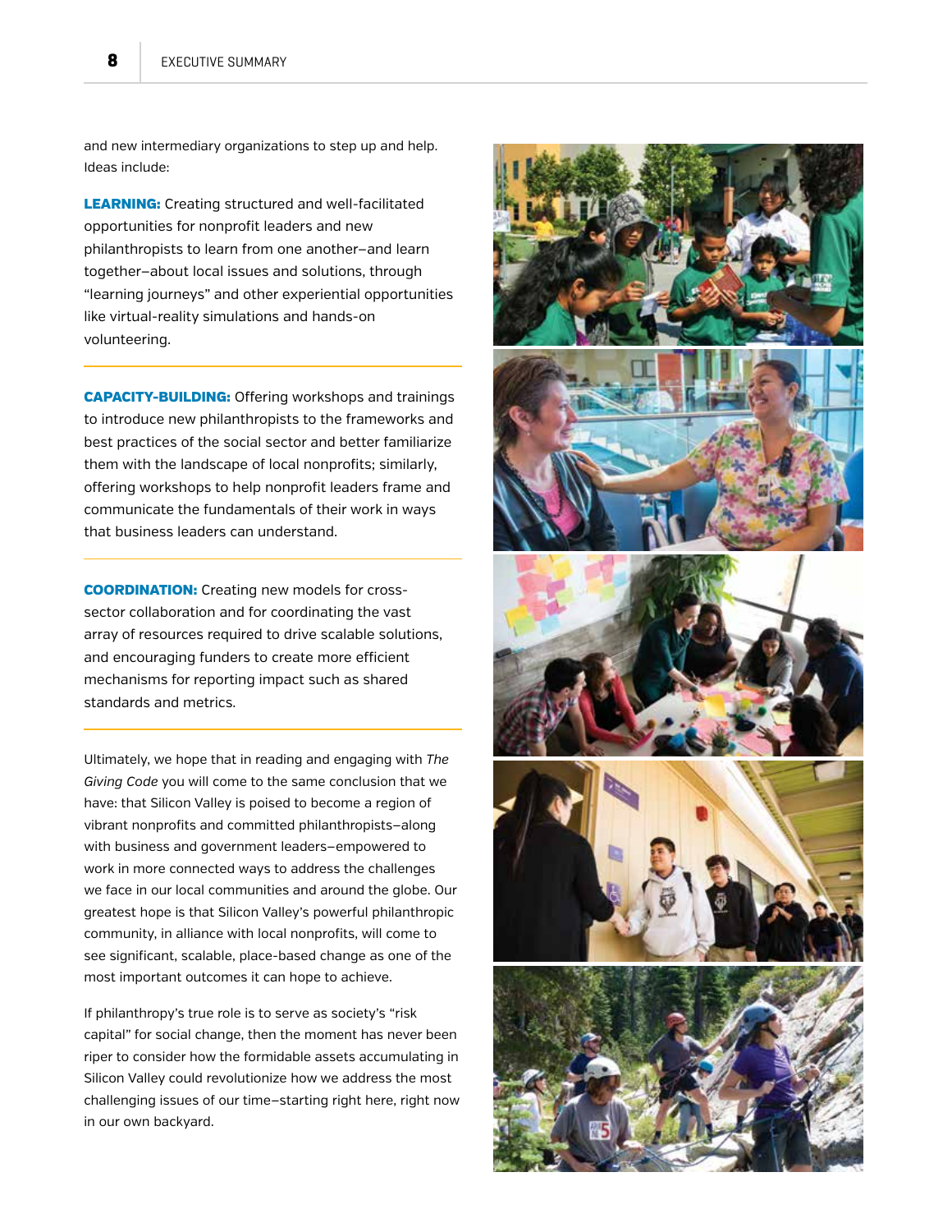and new intermediary organizations to step up and help. Ideas include:

**LEARNING:** Creating structured and well-facilitated opportunities for nonprofit leaders and new philanthropists to learn from one another—and learn together—about local issues and solutions, through "learning journeys" and other experiential opportunities like virtual-reality simulations and hands-on volunteering.

**CAPACITY-BUILDING:** Offering workshops and trainings to introduce new philanthropists to the frameworks and best practices of the social sector and better familiarize them with the landscape of local nonprofits; similarly, offering workshops to help nonprofit leaders frame and communicate the fundamentals of their work in ways that business leaders can understand.

**COORDINATION:** Creating new models for cross-sector collaboration and for coordinating the vast array of resources required to drive scalable solutions, and encouraging funders to create more efficient mechanisms for reporting impact such as shared standards and metrics.

Ultimately, we hope that in reading and engaging with *The Giving Code* you will come to the same conclusion that we have: that Silicon Valley is poised to become a region of vibrant nonprofits and committed philanthropists—along with business and government leaders—empowered to work in more connected ways to address the challenges we face in our local communities and around the globe. Our greatest hope is that Silicon Valley's powerful philanthropic community, in alliance with local nonprofits, will come to see significant, scalable, place-based change as one of the most important outcomes it can hope to achieve.

If philanthropy's true role is to serve as society's "risk capital" for social change, then the moment has never been riper to consider how the formidable assets accumulating in Silicon Valley could revolutionize how we address the most challenging issues of our time—starting right here, right now in our own backyard.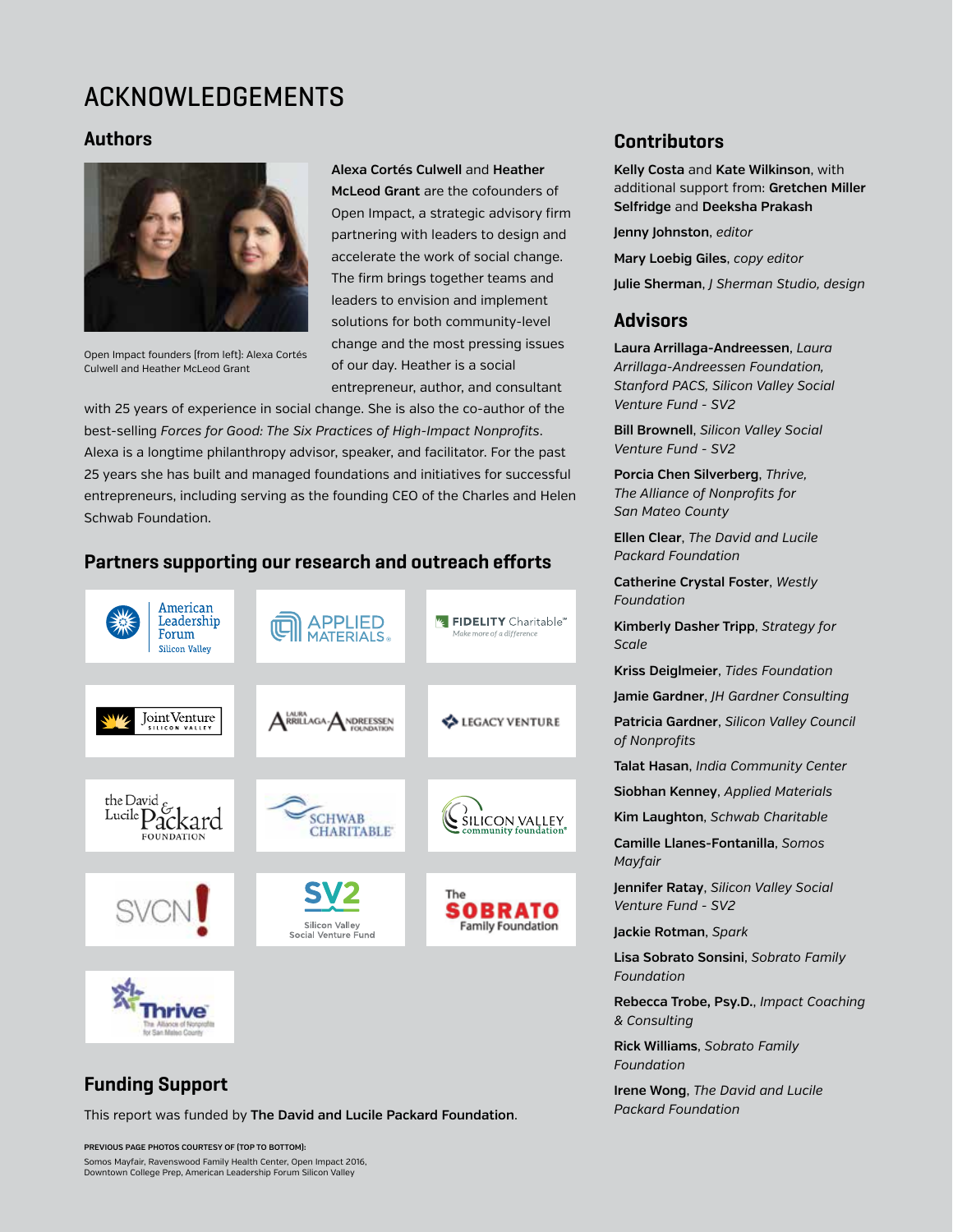# ACKNOWLEDGEMENTS

## Authors

Open Impact founders (from left): Alexa Cortés Culwell and Heather McLeod Grant

**Alexa Cortés Culwell** and **Heather McLeod Grant** are the cofounders of Open Impact, a strategic advisory firm partnering with leaders to design and accelerate the work of social change. The firm brings together teams and leaders to envision and implement solutions for both community-level change and the most pressing issues of our day. Heather is a social entrepreneur, author, and consultant with 25 years of experience in social change. She is also the co-author of the best-selling *Forces for Good: The Six Practices of High-Impact Nonprofits*. Alexa is a longtime philanthropy advisor, speaker, and facilitator. For the past 25 years she has built and managed foundations and initiatives for successful entrepreneurs, including serving as the founding CEO of the Charles and Helen Schwab Foundation.

## Partners supporting our research and outreach efforts

American Leadership Forum Silicon Valley; Applied Materials; Fidelity Charitable; Joint Venture Silicon Valley; Laura Arrillaga-Andreessen Foundation; Legacy Venture; The David & Lucile Packard Foundation; Schwab Charitable; Silicon Valley Community Foundation; SVCN; SV2 Silicon Valley Social Venture Fund; The Sobrato Family Foundation; Thrive The Alliance of Nonprofits for San Mateo County

## Funding Support

This report was funded by **The David and Lucile Packard Foundation**.

**PREVIOUS PAGE PHOTOS COURTESY OF (TOP TO BOTTOM):**
Somos Mayfair, Ravenswood Family Health Center, Open Impact 2016, Downtown College Prep, American Leadership Forum Silicon Valley

## Contributors

**Kelly Costa** and **Kate Wilkinson**, with additional support from: **Gretchen Miller Selfridge** and **Deeksha Prakash**

**Jenny Johnston**, *editor*

**Mary Loebig Giles**, *copy editor*

**Julie Sherman**, *J Sherman Studio, design*

## Advisors

**Laura Arrillaga-Andreessen**, *Laura Arrillaga-Andreessen Foundation, Stanford PACS, Silicon Valley Social Venture Fund - SV2*

**Bill Brownell**, *Silicon Valley Social Venture Fund - SV2*

**Porcia Chen Silverberg**, *Thrive, The Alliance of Nonprofits for San Mateo County*

**Ellen Clear**, *The David and Lucile Packard Foundation*

**Catherine Crystal Foster**, *Westly Foundation*

**Kimberly Dasher Tripp**, *Strategy for Scale*

**Kriss Deiglmeier**, *Tides Foundation*

**Jamie Gardner**, *JH Gardner Consulting*

**Patricia Gardner**, *Silicon Valley Council of Nonprofits*

**Talat Hasan**, *India Community Center*

**Siobhan Kenney**, *Applied Materials*

**Kim Laughton**, *Schwab Charitable*

**Camille Llanes-Fontanilla**, *Somos Mayfair*

**Jennifer Ratay**, *Silicon Valley Social Venture Fund - SV2*

**Jackie Rotman**, *Spark*

**Lisa Sobrato Sonsini**, *Sobrato Family Foundation*

**Rebecca Trobe, Psy.D.**, *Impact Coaching & Consulting*

**Rick Williams**, *Sobrato Family Foundation*

**Irene Wong**, *The David and Lucile Packard Foundation*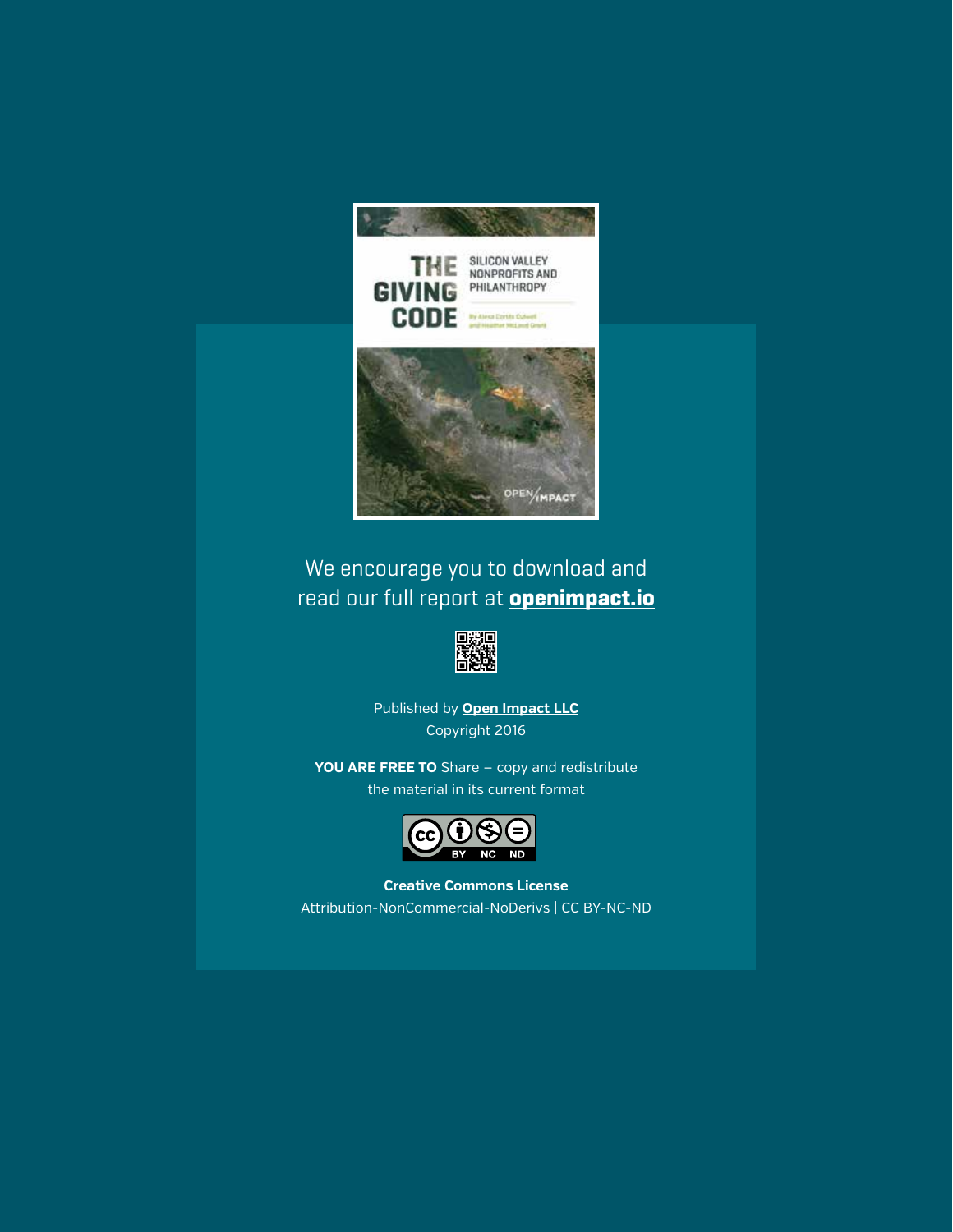We encourage you to download and read our full report at **openimpact.io**

Published by **Open Impact LLC**
Copyright 2016

**YOU ARE FREE TO** Share – copy and redistribute the material in its current format

**Creative Commons License**
Attribution-NonCommercial-NoDerivs | CC BY-NC-ND